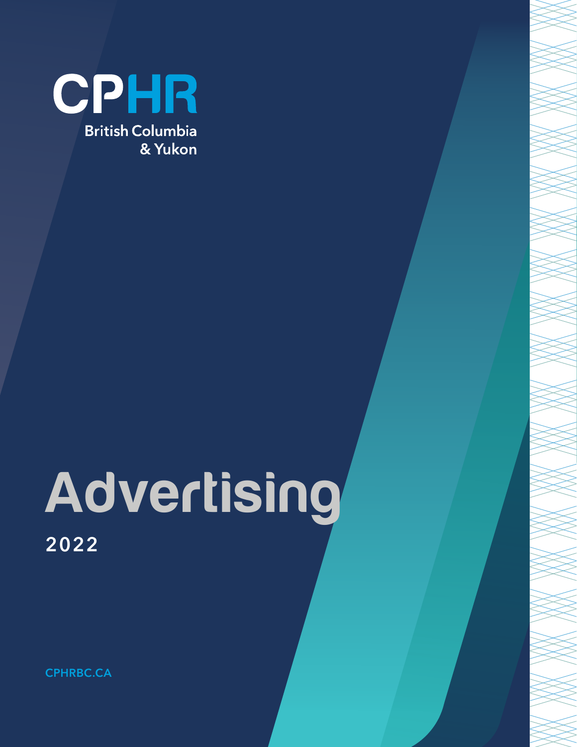CPHR

British Columbia
& Yukon

# Advertising

2022

CPHRBC.CA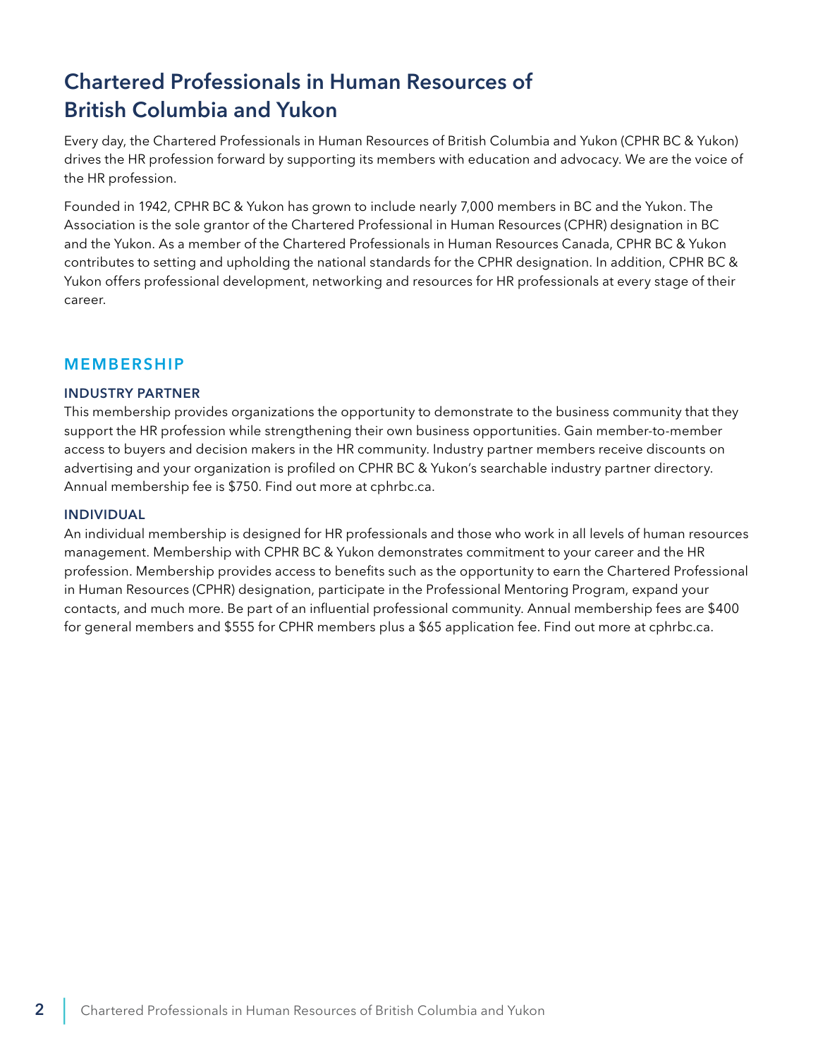# Chartered Professionals in Human Resources of British Columbia and Yukon

Every day, the Chartered Professionals in Human Resources of British Columbia and Yukon (CPHR BC & Yukon) drives the HR profession forward by supporting its members with education and advocacy. We are the voice of the HR profession.

Founded in 1942, CPHR BC & Yukon has grown to include nearly 7,000 members in BC and the Yukon. The Association is the sole grantor of the Chartered Professional in Human Resources (CPHR) designation in BC and the Yukon. As a member of the Chartered Professionals in Human Resources Canada, CPHR BC & Yukon contributes to setting and upholding the national standards for the CPHR designation. In addition, CPHR BC & Yukon offers professional development, networking and resources for HR professionals at every stage of their career.

## MEMBERSHIP

### INDUSTRY PARTNER

This membership provides organizations the opportunity to demonstrate to the business community that they support the HR profession while strengthening their own business opportunities. Gain member-to-member access to buyers and decision makers in the HR community. Industry partner members receive discounts on advertising and your organization is profiled on CPHR BC & Yukon's searchable industry partner directory. Annual membership fee is $750. Find out more at cphrbc.ca.

### INDIVIDUAL

An individual membership is designed for HR professionals and those who work in all levels of human resources management. Membership with CPHR BC & Yukon demonstrates commitment to your career and the HR profession. Membership provides access to benefits such as the opportunity to earn the Chartered Professional in Human Resources (CPHR) designation, participate in the Professional Mentoring Program, expand your contacts, and much more. Be part of an influential professional community. Annual membership fees are $400 for general members and $555 for CPHR members plus a $65 application fee. Find out more at cphrbc.ca.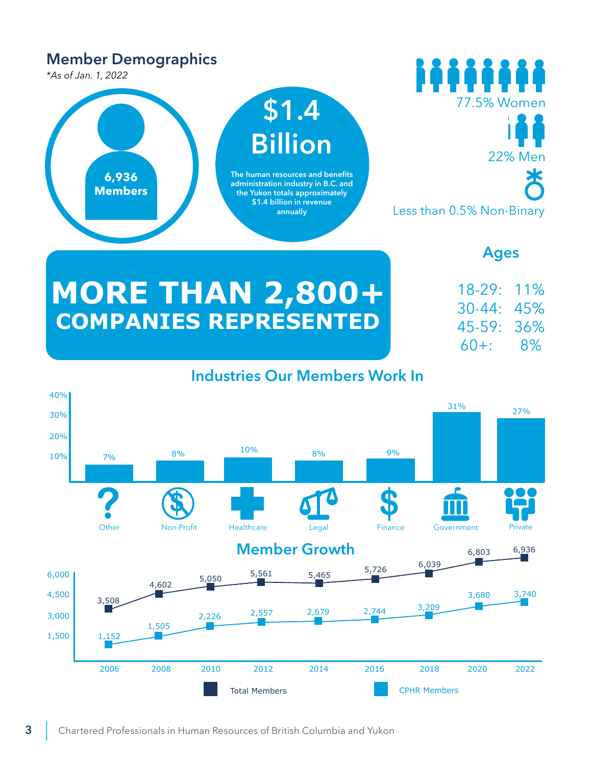## Member Demographics

*\*As of Jan. 1, 2022*

**6,936 Members**

**$1.4 Billion**

The human resources and benefits administration industry in B.C. and the Yukon totals approximately $1.4 billion in revenue annually

77.5% Women

22% Men

Less than 0.5% Non-Binary

# MORE THAN 2,800+ COMPANIES REPRESENTED

### Ages

| Age | Percentage |
|---|---|
| 18-29: | 11% |
| 30-44: | 45% |
| 45-59: | 36% |
| 60+: | 8% |

### Industries Our Members Work In

| Industry | Percentage |
|---|---|
| Other | 7% |
| Non-Profit | 8% |
| Healthcare | 10% |
| Legal | 8% |
| Finance | 9% |
| Government | 31% |
| Private | 27% |

### Member Growth

| Year | Total Members | CPHR Members |
|---|---|---|
| 2006 | 3,508 | 1,152 |
| 2008 | 4,602 | 1,505 |
| 2010 | 5,050 | 2,226 |
| 2012 | 5,561 | 2,557 |
| 2014 | 5,465 | 2,679 |
| 2016 | 5,726 | 2,744 |
| 2018 | 6,039 | 3,209 |
| 2020 | 6,803 | 3,680 |
| 2022 | 6,936 | 3,740 |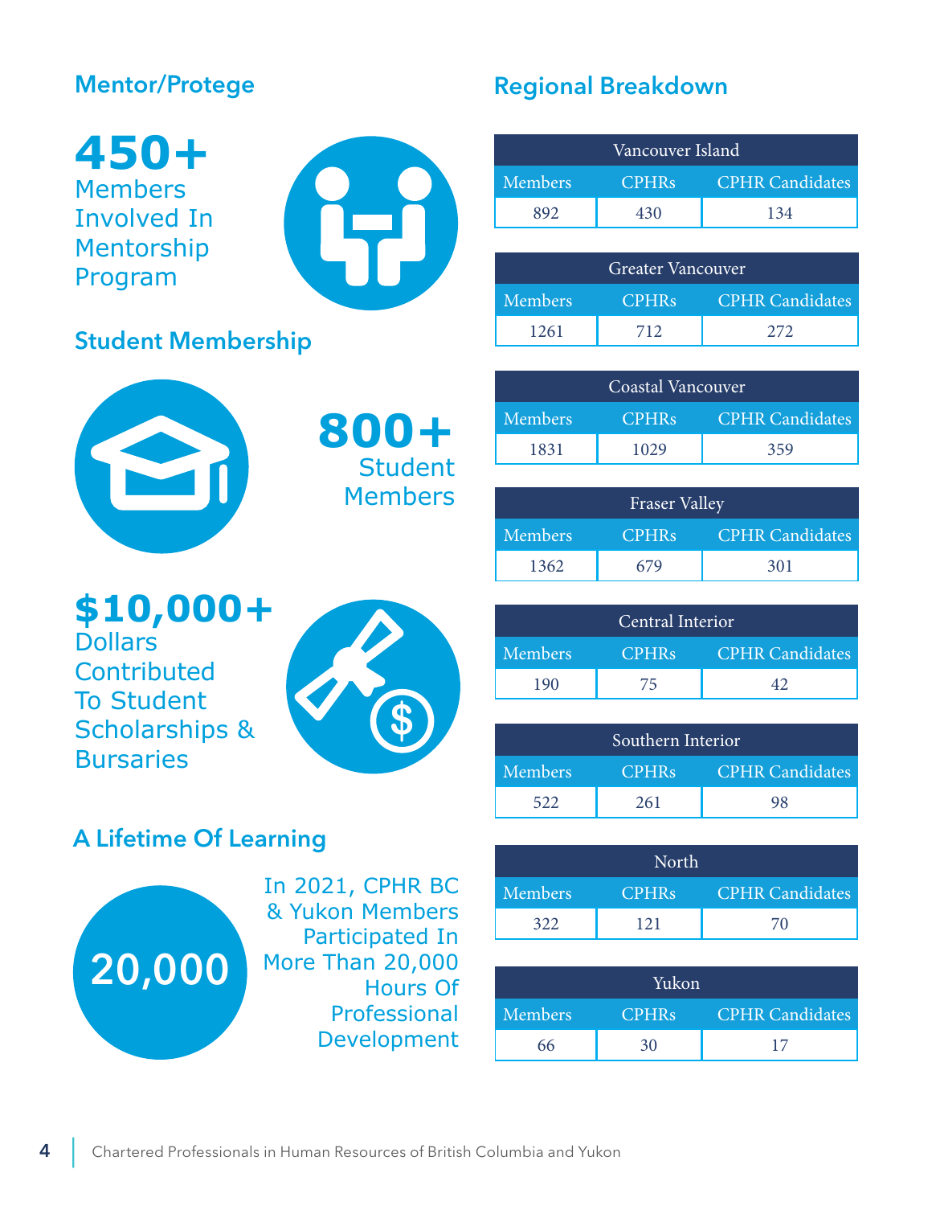## Mentor/Protege

**450+**
Members Involved In Mentorship Program

## Student Membership

**800+**
Student Members

**$10,000+**
Dollars Contributed To Student Scholarships & Bursaries

## A Lifetime Of Learning

**20,000**

In 2021, CPHR BC & Yukon Members Participated In More Than 20,000 Hours Of Professional Development

## Regional Breakdown

| Vancouver Island | | |
|---|---|---|
| Members | CPHRs | CPHR Candidates |
| 892 | 430 | 134 |

| Greater Vancouver | | |
|---|---|---|
| Members | CPHRs | CPHR Candidates |
| 1261 | 712 | 272 |

| Coastal Vancouver | | |
|---|---|---|
| Members | CPHRs | CPHR Candidates |
| 1831 | 1029 | 359 |

| Fraser Valley | | |
|---|---|---|
| Members | CPHRs | CPHR Candidates |
| 1362 | 679 | 301 |

| Central Interior | | |
|---|---|---|
| Members | CPHRs | CPHR Candidates |
| 190 | 75 | 42 |

| Southern Interior | | |
|---|---|---|
| Members | CPHRs | CPHR Candidates |
| 522 | 261 | 98 |

| North | | |
|---|---|---|
| Members | CPHRs | CPHR Candidates |
| 322 | 121 | 70 |

| Yukon | | |
|---|---|---|
| Members | CPHRs | CPHR Candidates |
| 66 | 30 | 17 |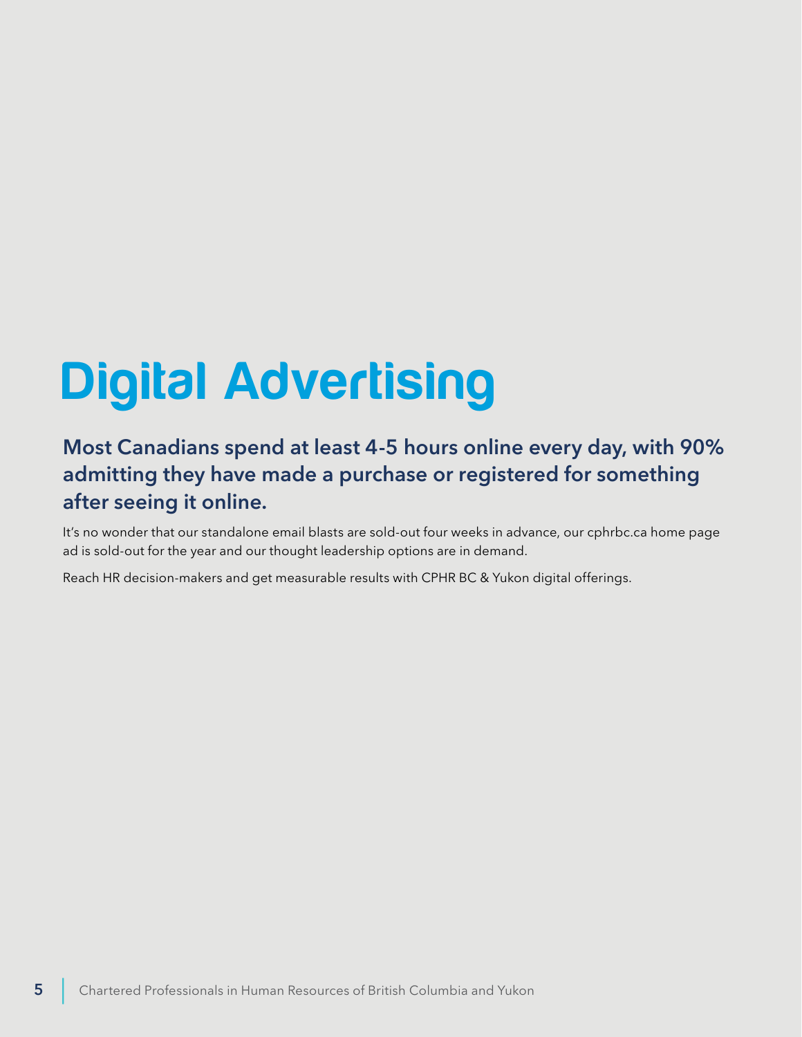# Digital Advertising

**Most Canadians spend at least 4-5 hours online every day, with 90% admitting they have made a purchase or registered for something after seeing it online.**

It’s no wonder that our standalone email blasts are sold-out four weeks in advance, our cphrbc.ca home page ad is sold-out for the year and our thought leadership options are in demand.

Reach HR decision-makers and get measurable results with CPHR BC & Yukon digital offerings.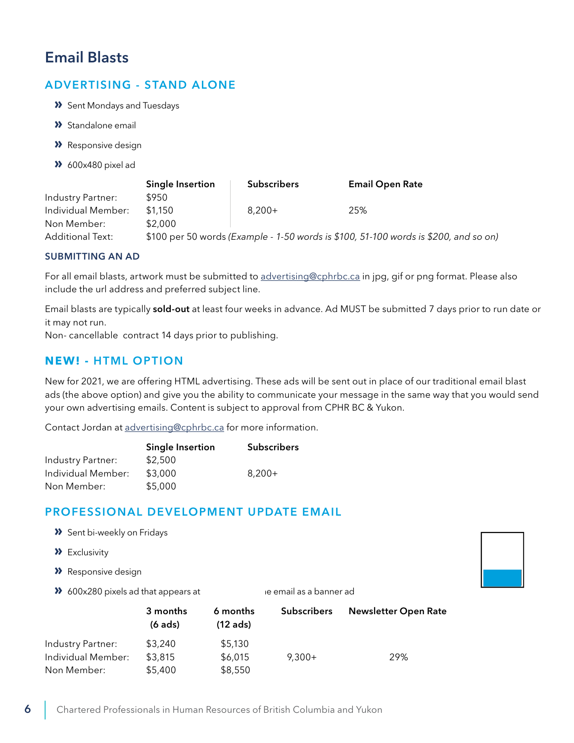# Email Blasts

## ADVERTISING - STAND ALONE

- Sent Mondays and Tuesdays
- Standalone email
- Responsive design
- 600x480 pixel ad

| | Single Insertion | Subscribers | Email Open Rate |
|---|---|---|---|
| Industry Partner: | $950 | | |
| Individual Member: | $1,150 | 8,200+ | 25% |
| Non Member: | $2,000 | | |
| Additional Text: | $100 per 50 words *(Example - 1-50 words is $100, 51-100 words is $200, and so on)* | | |

### SUBMITTING AN AD

For all email blasts, artwork must be submitted to advertising@cphrbc.ca in jpg, gif or png format. Please also include the url address and preferred subject line.

Email blasts are typically **sold-out** at least four weeks in advance. Ad MUST be submitted 7 days prior to run date or it may not run.
Non- cancellable contract 14 days prior to publishing.

## NEW! - HTML OPTION

New for 2021, we are offering HTML advertising. These ads will be sent out in place of our traditional email blast ads (the above option) and give you the ability to communicate your message in the same way that you would send your own advertising emails. Content is subject to approval from CPHR BC & Yukon.

Contact Jordan at advertising@cphrbc.ca for more information.

| | Single Insertion | Subscribers |
|---|---|---|
| Industry Partner: | $2,500 | |
| Individual Member: | $3,000 | 8,200+ |
| Non Member: | $5,000 | |

## PROFESSIONAL DEVELOPMENT UPDATE EMAIL

- Sent bi-weekly on Fridays
- Exclusivity
- Responsive design
- 600x280 pixels ad that appears at ıe email as a banner ad

| | 3 months (6 ads) | 6 months (12 ads) | Subscribers | Newsletter Open Rate |
|---|---|---|---|---|
| Industry Partner: | $3,240 | $5,130 | | |
| Individual Member: | $3,815 | $6,015 | 9,300+ | 29% |
| Non Member: | $5,400 | $8,550 | | |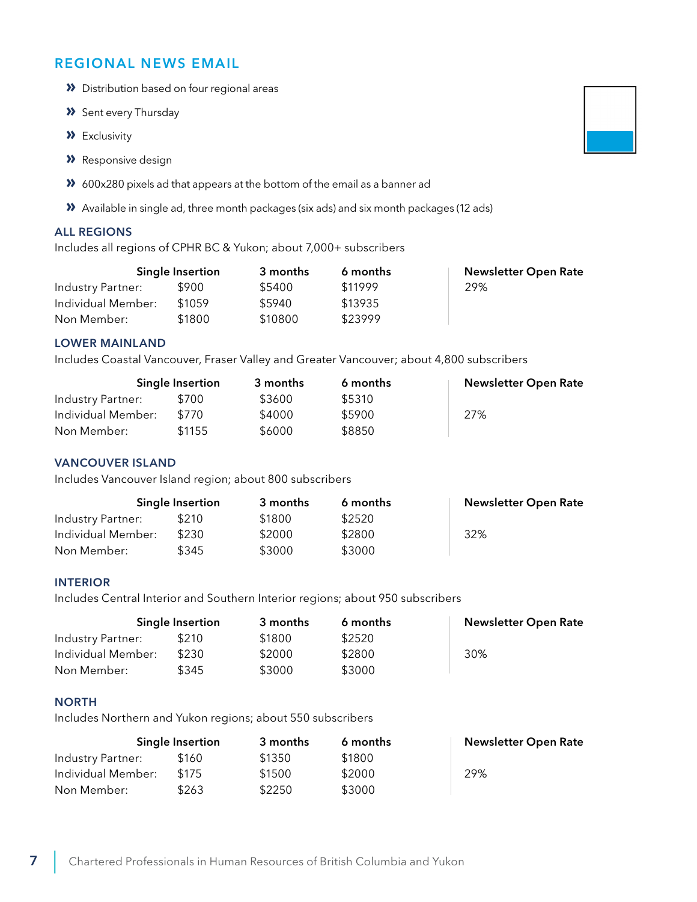## REGIONAL NEWS EMAIL

- Distribution based on four regional areas
- Sent every Thursday
- Exclusivity
- Responsive design
- 600x280 pixels ad that appears at the bottom of the email as a banner ad
- Available in single ad, three month packages (six ads) and six month packages (12 ads)

### ALL REGIONS

Includes all regions of CPHR BC & Yukon; about 7,000+ subscribers

| | Single Insertion | 3 months | 6 months | Newsletter Open Rate |
|---|---|---|---|---|
| Industry Partner: | $900 | $5400 | $11999 | 29% |
| Individual Member: | $1059 | $5940 | $13935 | |
| Non Member: | $1800 | $10800 | $23999 | |

### LOWER MAINLAND

Includes Coastal Vancouver, Fraser Valley and Greater Vancouver; about 4,800 subscribers

| | Single Insertion | 3 months | 6 months | Newsletter Open Rate |
|---|---|---|---|---|
| Industry Partner: | $700 | $3600 | $5310 | |
| Individual Member: | $770 | $4000 | $5900 | 27% |
| Non Member: | $1155 | $6000 | $8850 | |

### VANCOUVER ISLAND

Includes Vancouver Island region; about 800 subscribers

| | Single Insertion | 3 months | 6 months | Newsletter Open Rate |
|---|---|---|---|---|
| Industry Partner: | $210 | $1800 | $2520 | |
| Individual Member: | $230 | $2000 | $2800 | 32% |
| Non Member: | $345 | $3000 | $3000 | |

### INTERIOR

Includes Central Interior and Southern Interior regions; about 950 subscribers

| | Single Insertion | 3 months | 6 months | Newsletter Open Rate |
|---|---|---|---|---|
| Industry Partner: | $210 | $1800 | $2520 | |
| Individual Member: | $230 | $2000 | $2800 | 30% |
| Non Member: | $345 | $3000 | $3000 | |

### NORTH

Includes Northern and Yukon regions; about 550 subscribers

| | Single Insertion | 3 months | 6 months | Newsletter Open Rate |
|---|---|---|---|---|
| Industry Partner: | $160 | $1350 | $1800 | |
| Individual Member: | $175 | $1500 | $2000 | 29% |
| Non Member: | $263 | $2250 | $3000 | |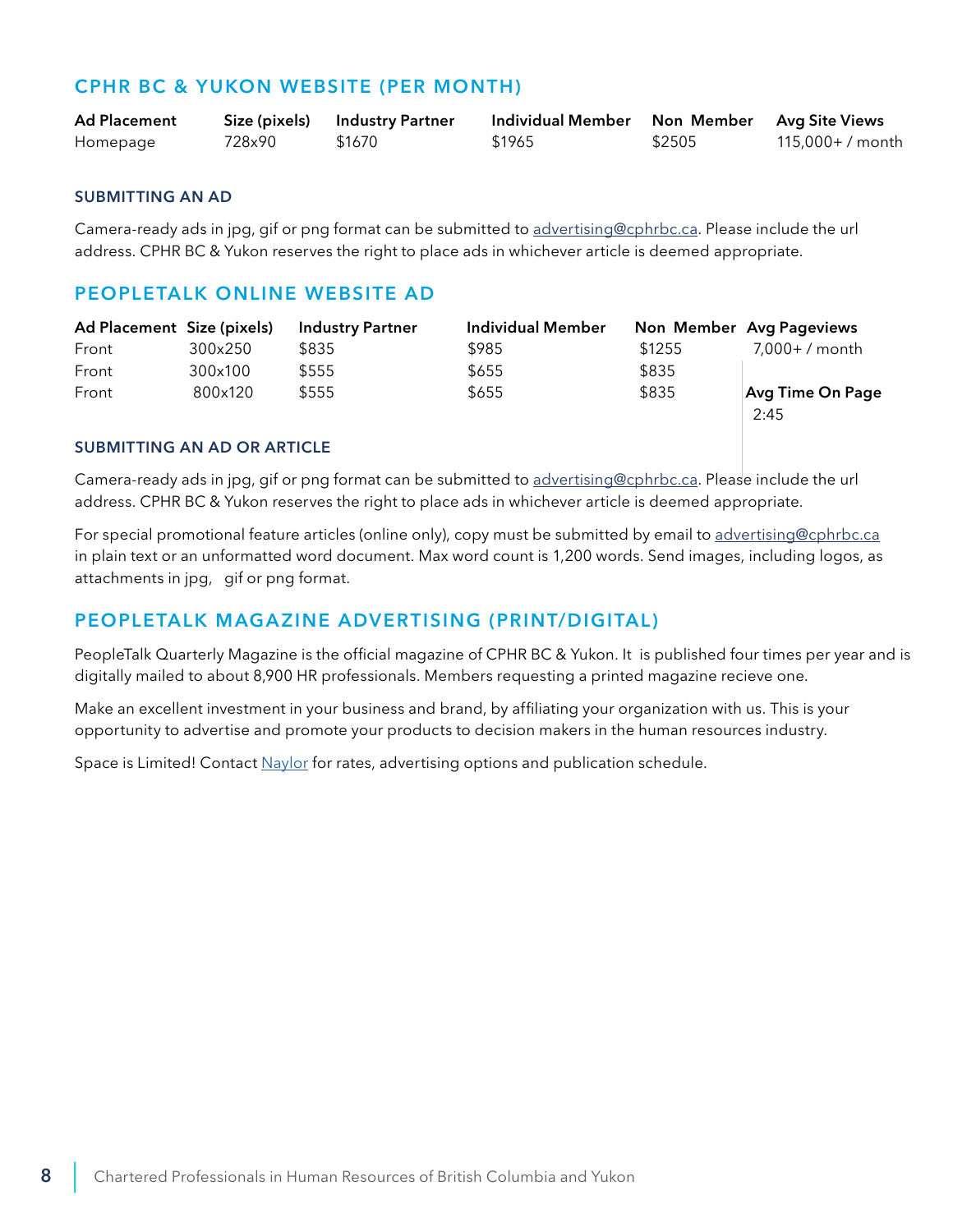## CPHR BC & YUKON WEBSITE (PER MONTH)

| Ad Placement | Size (pixels) | Industry Partner | Individual Member | Non Member | Avg Site Views |
|---|---|---|---|---|---|
| Homepage | 728x90 | $1670 | $1965 | $2505 | 115,000+ / month |

### SUBMITTING AN AD

Camera-ready ads in jpg, gif or png format can be submitted to advertising@cphrbc.ca. Please include the url address. CPHR BC & Yukon reserves the right to place ads in whichever article is deemed appropriate.

## PEOPLETALK ONLINE WEBSITE AD

| Ad Placement | Size (pixels) | Industry Partner | Individual Member | Non Member | Avg Pageviews |
|---|---|---|---|---|---|
| Front | 300x250 | $835 | $985 | $1255 | 7,000+ / month |
| Front | 300x100 | $555 | $655 | $835 | |
| Front | 800x120 | $555 | $655 | $835 | **Avg Time On Page** |
| | | | | | 2:45 |

### SUBMITTING AN AD OR ARTICLE

Camera-ready ads in jpg, gif or png format can be submitted to advertising@cphrbc.ca. Please include the url address. CPHR BC & Yukon reserves the right to place ads in whichever article is deemed appropriate.

For special promotional feature articles (online only), copy must be submitted by email to advertising@cphrbc.ca in plain text or an unformatted word document. Max word count is 1,200 words. Send images, including logos, as attachments in jpg, gif or png format.

## PEOPLETALK MAGAZINE ADVERTISING (PRINT/DIGITAL)

PeopleTalk Quarterly Magazine is the official magazine of CPHR BC & Yukon. It is published four times per year and is digitally mailed to about 8,900 HR professionals. Members requesting a printed magazine recieve one.

Make an excellent investment in your business and brand, by affiliating your organization with us. This is your opportunity to advertise and promote your products to decision makers in the human resources industry.

Space is Limited! Contact Naylor for rates, advertising options and publication schedule.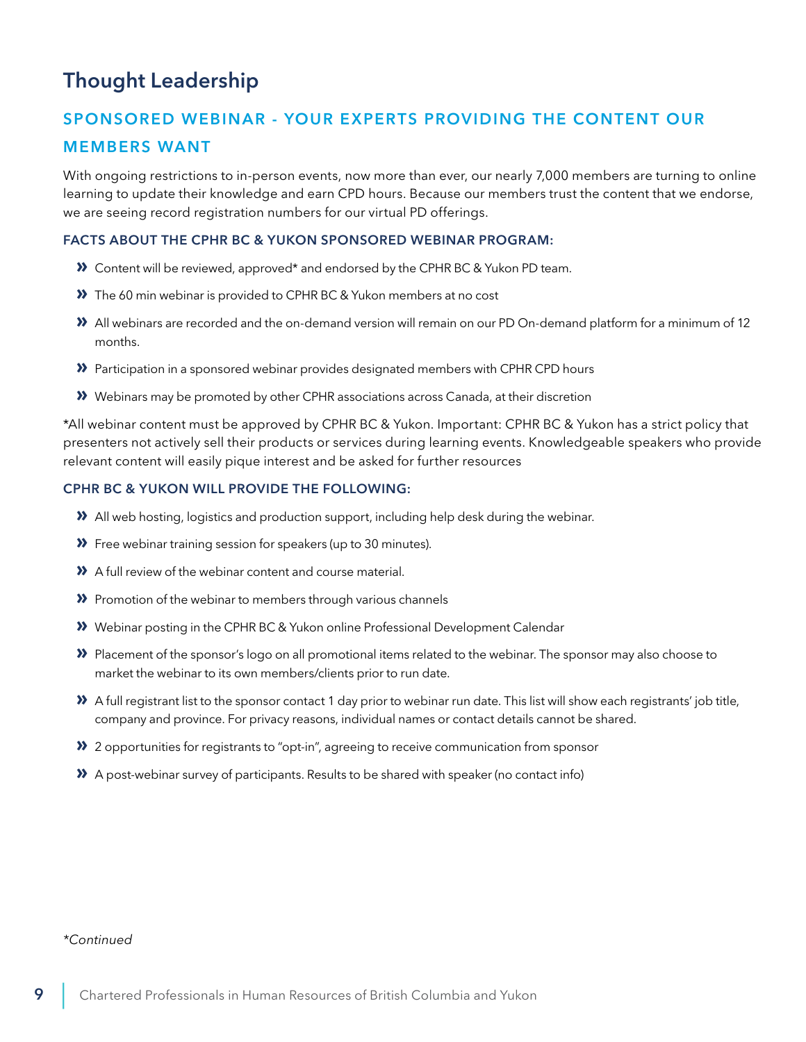# Thought Leadership

## SPONSORED WEBINAR - YOUR EXPERTS PROVIDING THE CONTENT OUR MEMBERS WANT

With ongoing restrictions to in-person events, now more than ever, our nearly 7,000 members are turning to online learning to update their knowledge and earn CPD hours. Because our members trust the content that we endorse, we are seeing record registration numbers for our virtual PD offerings.

### FACTS ABOUT THE CPHR BC & YUKON SPONSORED WEBINAR PROGRAM:

- Content will be reviewed, approved* and endorsed by the CPHR BC & Yukon PD team.
- The 60 min webinar is provided to CPHR BC & Yukon members at no cost
- All webinars are recorded and the on-demand version will remain on our PD On-demand platform for a minimum of 12 months.
- Participation in a sponsored webinar provides designated members with CPHR CPD hours
- Webinars may be promoted by other CPHR associations across Canada, at their discretion

*All webinar content must be approved by CPHR BC & Yukon. Important: CPHR BC & Yukon has a strict policy that presenters not actively sell their products or services during learning events. Knowledgeable speakers who provide relevant content will easily pique interest and be asked for further resources

### CPHR BC & YUKON WILL PROVIDE THE FOLLOWING:

- All web hosting, logistics and production support, including help desk during the webinar.
- Free webinar training session for speakers (up to 30 minutes).
- A full review of the webinar content and course material.
- Promotion of the webinar to members through various channels
- Webinar posting in the CPHR BC & Yukon online Professional Development Calendar
- Placement of the sponsor's logo on all promotional items related to the webinar. The sponsor may also choose to market the webinar to its own members/clients prior to run date.
- A full registrant list to the sponsor contact 1 day prior to webinar run date. This list will show each registrants' job title, company and province. For privacy reasons, individual names or contact details cannot be shared.
- 2 opportunities for registrants to "opt-in", agreeing to receive communication from sponsor
- A post-webinar survey of participants. Results to be shared with speaker (no contact info)

*\*Continued*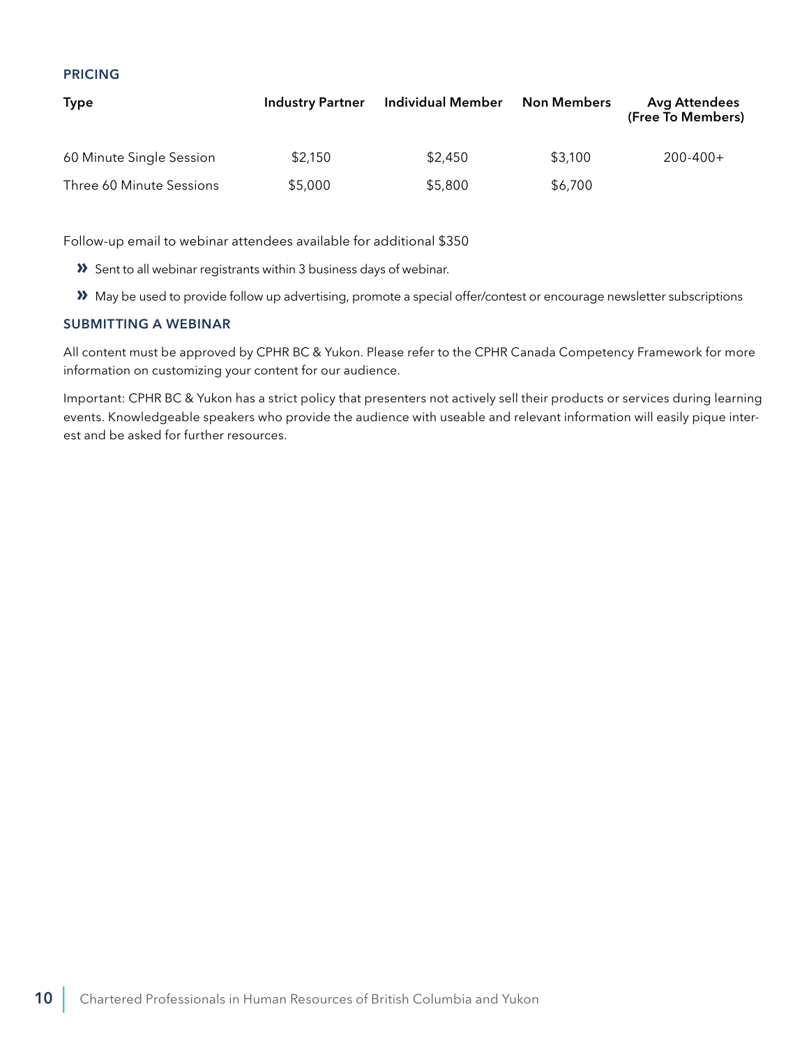### PRICING

| Type | Industry Partner | Individual Member | Non Members | Avg Attendees (Free To Members) |
|---|---|---|---|---|
| 60 Minute Single Session | $2,150 | $2,450 | $3,100 | 200-400+ |
| Three 60 Minute Sessions | $5,000 | $5,800 | $6,700 | |

Follow-up email to webinar attendees available for additional $350

- Sent to all webinar registrants within 3 business days of webinar.
- May be used to provide follow up advertising, promote a special offer/contest or encourage newsletter subscriptions

### SUBMITTING A WEBINAR

All content must be approved by CPHR BC & Yukon. Please refer to the CPHR Canada Competency Framework for more information on customizing your content for our audience.

Important: CPHR BC & Yukon has a strict policy that presenters not actively sell their products or services during learning events. Knowledgeable speakers who provide the audience with useable and relevant information will easily pique interest and be asked for further resources.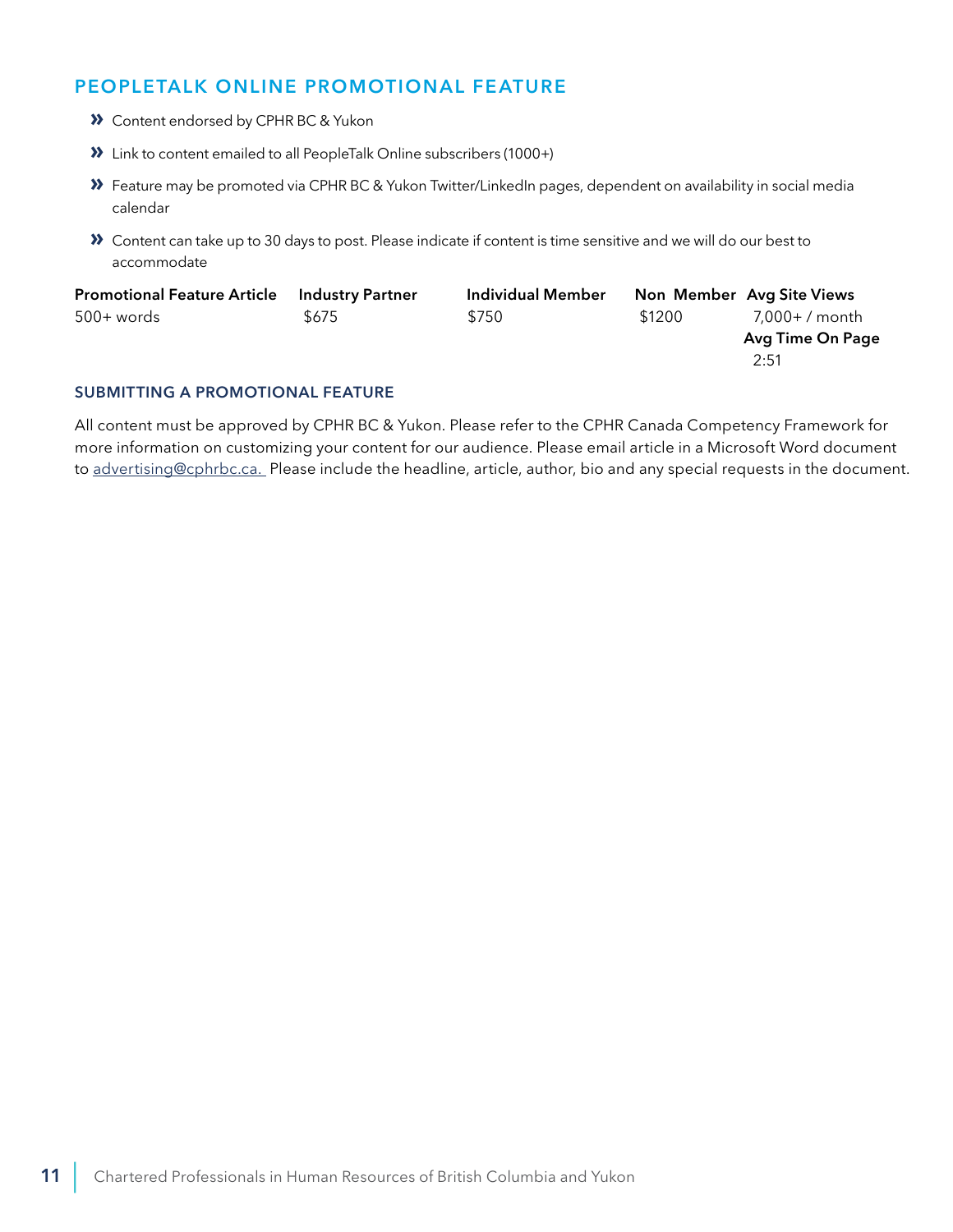## PEOPLETALK ONLINE PROMOTIONAL FEATURE

- Content endorsed by CPHR BC & Yukon
- Link to content emailed to all PeopleTalk Online subscribers (1000+)
- Feature may be promoted via CPHR BC & Yukon Twitter/LinkedIn pages, dependent on availability in social media calendar
- Content can take up to 30 days to post. Please indicate if content is time sensitive and we will do our best to accommodate

| Promotional Feature Article | Industry Partner | Individual Member | Non Member | Avg Site Views |
|---|---|---|---|---|
| 500+ words | $675 | $750 | $1200 | 7,000+ / month |
| | | | | **Avg Time On Page** |
| | | | | 2:51 |

### SUBMITTING A PROMOTIONAL FEATURE

All content must be approved by CPHR BC & Yukon. Please refer to the CPHR Canada Competency Framework for more information on customizing your content for our audience. Please email article in a Microsoft Word document to advertising@cphrbc.ca. Please include the headline, article, author, bio and any special requests in the document.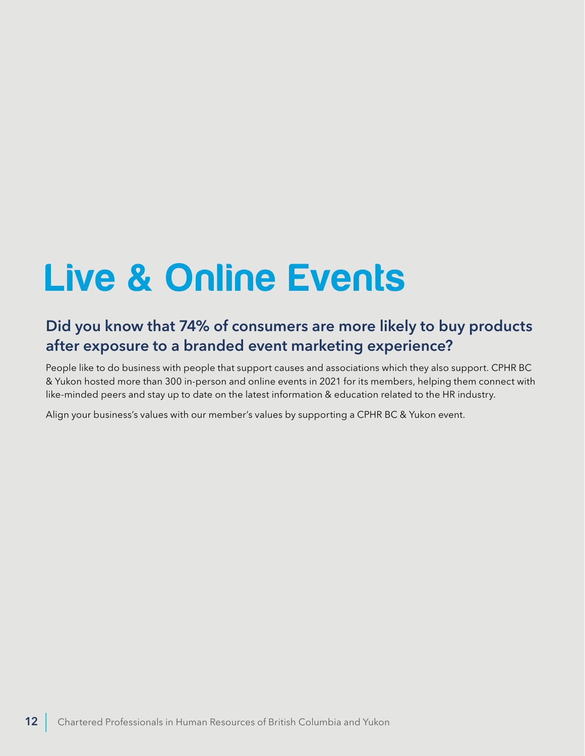# Live & Online Events

## Did you know that 74% of consumers are more likely to buy products after exposure to a branded event marketing experience?

People like to do business with people that support causes and associations which they also support. CPHR BC & Yukon hosted more than 300 in-person and online events in 2021 for its members, helping them connect with like-minded peers and stay up to date on the latest information & education related to the HR industry.

Align your business's values with our member's values by supporting a CPHR BC & Yukon event.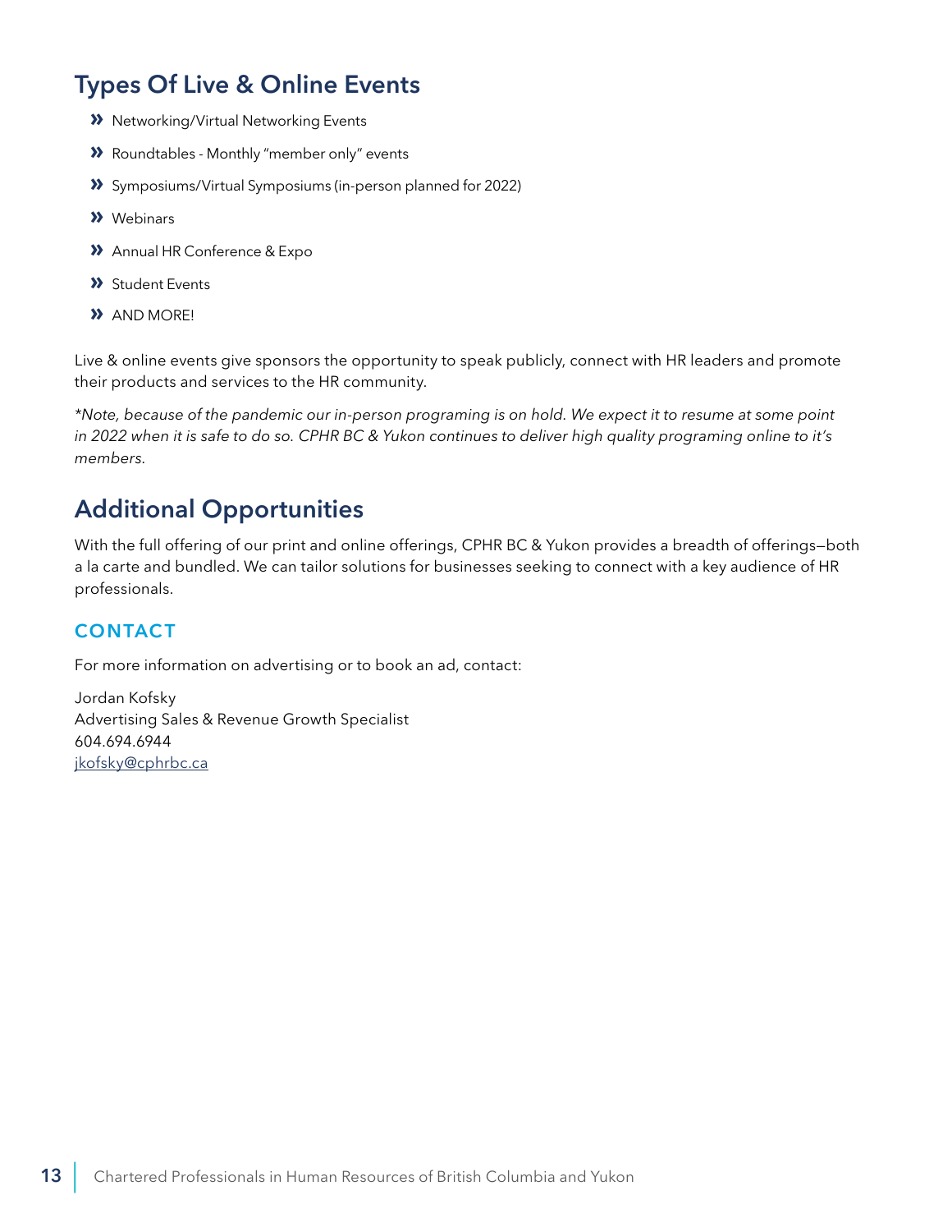## Types Of Live & Online Events

- Networking/Virtual Networking Events
- Roundtables - Monthly "member only" events
- Symposiums/Virtual Symposiums (in-person planned for 2022)
- Webinars
- Annual HR Conference & Expo
- Student Events
- AND MORE!

Live & online events give sponsors the opportunity to speak publicly, connect with HR leaders and promote their products and services to the HR community.

*\*Note, because of the pandemic our in-person programing is on hold. We expect it to resume at some point in 2022 when it is safe to do so. CPHR BC & Yukon continues to deliver high quality programing online to it's members.*

## Additional Opportunities

With the full offering of our print and online offerings, CPHR BC & Yukon provides a breadth of offerings—both a la carte and bundled. We can tailor solutions for businesses seeking to connect with a key audience of HR professionals.

### CONTACT

For more information on advertising or to book an ad, contact:

Jordan Kofsky
Advertising Sales & Revenue Growth Specialist
604.694.6944
jkofsky@cphrbc.ca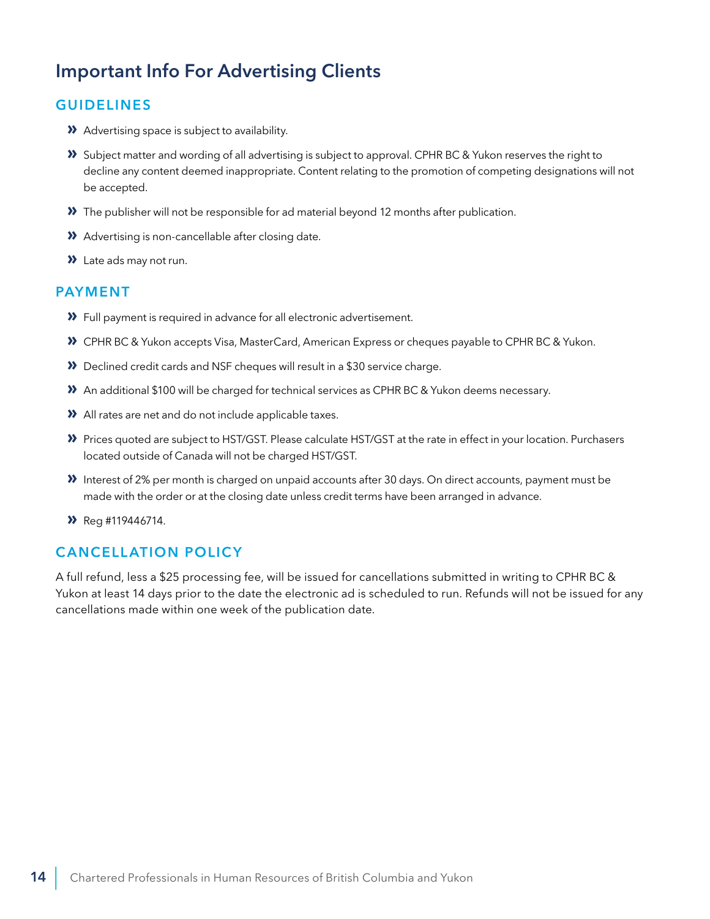# Important Info For Advertising Clients

## GUIDELINES

- Advertising space is subject to availability.
- Subject matter and wording of all advertising is subject to approval. CPHR BC & Yukon reserves the right to decline any content deemed inappropriate. Content relating to the promotion of competing designations will not be accepted.
- The publisher will not be responsible for ad material beyond 12 months after publication.
- Advertising is non-cancellable after closing date.
- Late ads may not run.

## PAYMENT

- Full payment is required in advance for all electronic advertisement.
- CPHR BC & Yukon accepts Visa, MasterCard, American Express or cheques payable to CPHR BC & Yukon.
- Declined credit cards and NSF cheques will result in a $30 service charge.
- An additional $100 will be charged for technical services as CPHR BC & Yukon deems necessary.
- All rates are net and do not include applicable taxes.
- Prices quoted are subject to HST/GST. Please calculate HST/GST at the rate in effect in your location. Purchasers located outside of Canada will not be charged HST/GST.
- Interest of 2% per month is charged on unpaid accounts after 30 days. On direct accounts, payment must be made with the order or at the closing date unless credit terms have been arranged in advance.
- Reg #119446714.

## CANCELLATION POLICY

A full refund, less a $25 processing fee, will be issued for cancellations submitted in writing to CPHR BC & Yukon at least 14 days prior to the date the electronic ad is scheduled to run. Refunds will not be issued for any cancellations made within one week of the publication date.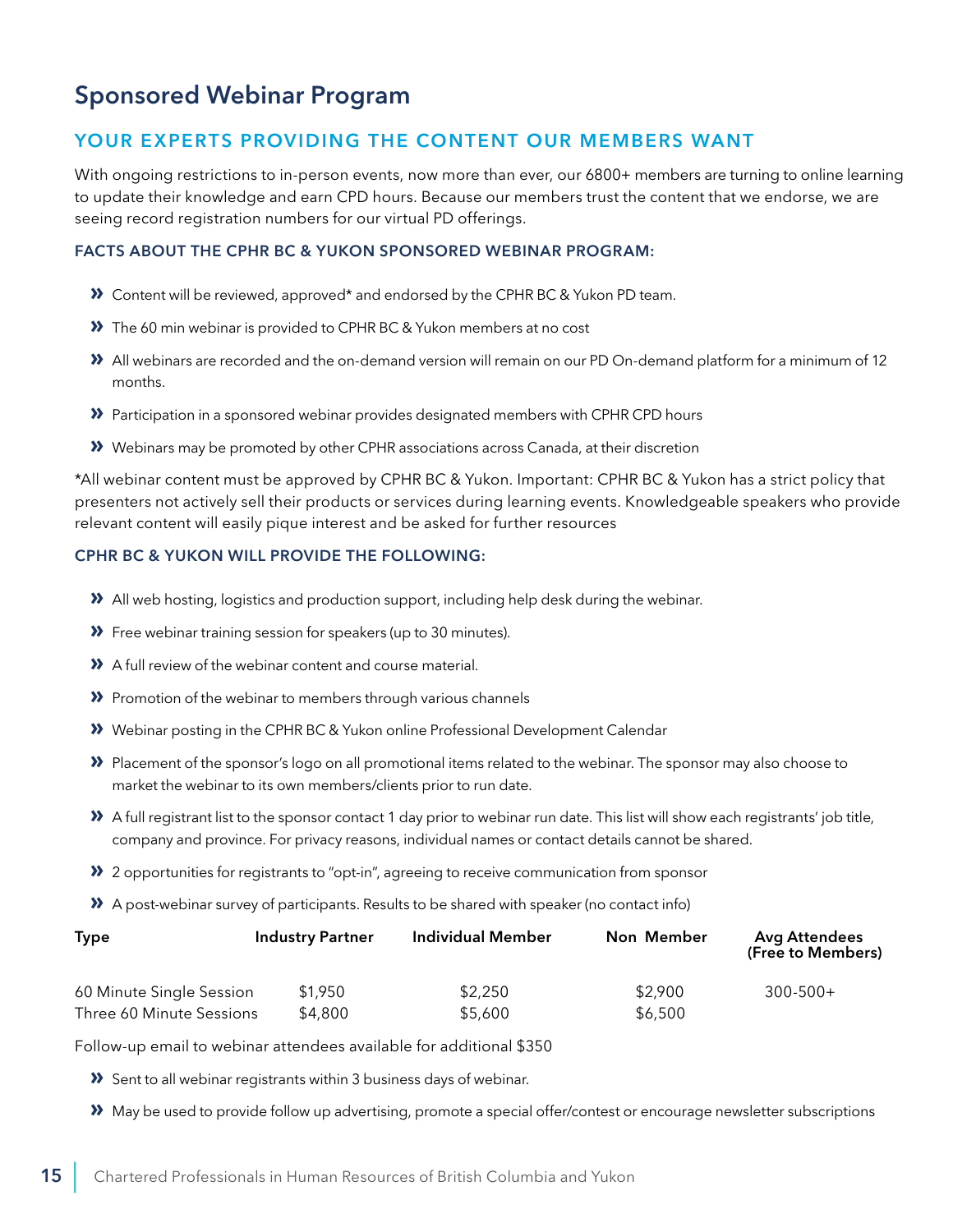# Sponsored Webinar Program

## YOUR EXPERTS PROVIDING THE CONTENT OUR MEMBERS WANT

With ongoing restrictions to in-person events, now more than ever, our 6800+ members are turning to online learning to update their knowledge and earn CPD hours. Because our members trust the content that we endorse, we are seeing record registration numbers for our virtual PD offerings.

### FACTS ABOUT THE CPHR BC & YUKON SPONSORED WEBINAR PROGRAM:

- Content will be reviewed, approved* and endorsed by the CPHR BC & Yukon PD team.
- The 60 min webinar is provided to CPHR BC & Yukon members at no cost
- All webinars are recorded and the on-demand version will remain on our PD On-demand platform for a minimum of 12 months.
- Participation in a sponsored webinar provides designated members with CPHR CPD hours
- Webinars may be promoted by other CPHR associations across Canada, at their discretion

*All webinar content must be approved by CPHR BC & Yukon. Important: CPHR BC & Yukon has a strict policy that presenters not actively sell their products or services during learning events. Knowledgeable speakers who provide relevant content will easily pique interest and be asked for further resources

### CPHR BC & YUKON WILL PROVIDE THE FOLLOWING:

- All web hosting, logistics and production support, including help desk during the webinar.
- Free webinar training session for speakers (up to 30 minutes).
- A full review of the webinar content and course material.
- Promotion of the webinar to members through various channels
- Webinar posting in the CPHR BC & Yukon online Professional Development Calendar
- Placement of the sponsor's logo on all promotional items related to the webinar. The sponsor may also choose to market the webinar to its own members/clients prior to run date.
- A full registrant list to the sponsor contact 1 day prior to webinar run date. This list will show each registrants' job title, company and province. For privacy reasons, individual names or contact details cannot be shared.
- 2 opportunities for registrants to "opt-in", agreeing to receive communication from sponsor
- A post-webinar survey of participants. Results to be shared with speaker (no contact info)

| Type | Industry Partner | Individual Member | Non Member | Avg Attendees (Free to Members) |
|---|---|---|---|---|
| 60 Minute Single Session | $1,950 | $2,250 | $2,900 | 300-500+ |
| Three 60 Minute Sessions | $4,800 | $5,600 | $6,500 | |

Follow-up email to webinar attendees available for additional $350

- Sent to all webinar registrants within 3 business days of webinar.
- May be used to provide follow up advertising, promote a special offer/contest or encourage newsletter subscriptions